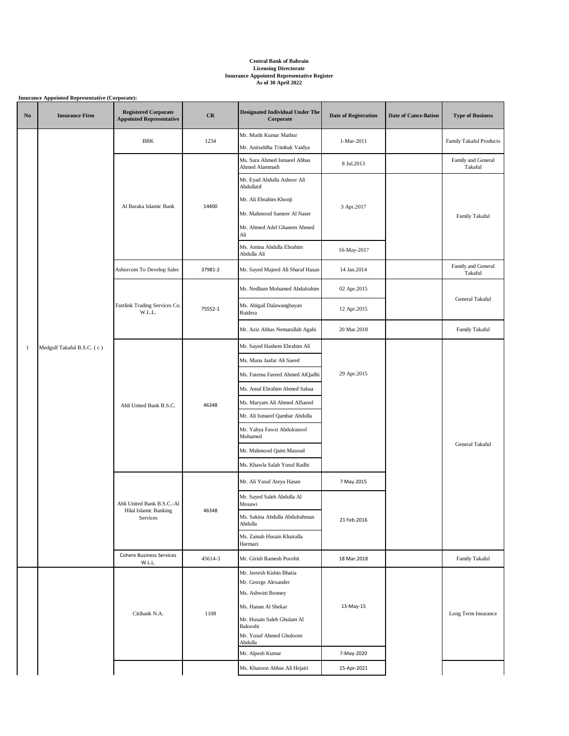**Central Bank of Bahrain**
**Licensing Directorate**
**Insurance Appointed Representative Register**
**As of 30 April 2022**

**Insurance Appointed Representative (Corporate):**

| No | Insurance Firm | Registered Corporate Appointed Representative | CR | Designated Individual Under The Corporate | Date of Registration | Date of Cance-llation | Type of Business |
|---|---|---|---|---|---|---|---|
| 1 | Medgulf Takaful B.S.C. ( c ) | BBK | 1234 | Mr. Mudit Kumar Mathur<br>Mr. Aniruddha Trimbak Vaidya | 1-Mar-2011 | | Family Takaful Products |
| | | Al Baraka Islamic Bank | 14400 | Ms. Sara Ahmed Ismaeel Abbas Ahmed Alammadi | 8 Jul.2013 | | Family and General Takaful |
| | | | | Mr. Eyad Abdulla Ashoor Ali Abdullatif<br>Mr. Ali Ebrahim Khonji<br>Mr. Mahmood Sameer Al Naser<br>Mr. Ahmed Adel Ghanem Ahmed Ali | 3 Apr.2017 | | Family Takaful |
| | | | | Ms. Amina Abdulla Ebrahim Abdulla Ali | 16-May-2017 | | |
| | | Ashorcom To Develop Sales | 37981-2 | Mr. Sayed Majeed Ali Sharaf Hasan | 14 Jan.2014 | | Family and General Takaful |
| | | Fastlink Trading Services Co. W.L.L. | 75552-1 | Mr. Nedham Mohamed Abdulrahim | 02 Apr.2015 | | General Takaful |
| | | | | Ms. Abigail Dalawangbayan Ruidera | 12 Apr.2015 | | |
| | | | | Mr. Aziz Abbas Nematullah Agahi | 20 Mar.2018 | | Family Takaful |
| | | Ahli United Bank B.S.C. | 46348 | Mr. Sayed Hashem Ebrahim Ali<br>Ms. Muna Jaafar Ali Saeed<br>Ms. Fatema Fareed Ahmed AlQadhi<br>Ms. Amal Ebrahim Ahmed Sabaa<br>Ms. Maryam Ali Ahmed AlSaeed<br>Mr. Ali Ismaeel Qambar Abdulla<br>Mr. Yahya Fawzi Abdulrasool Mohamed<br>Mr. Mahmood Qaim Masoud<br>Ms. Khawla Salah Yusuf Radhi | 29 Apr.2015 | | General Takaful |
| | | Ahli United Bank B.S.C.-Al Hilal Islamic Banking Services | 46348 | Mr. Ali Yusuf Ateya Hasan | 7 May.2015 | | |
| | | | | Mr. Sayed Saleh Abdulla Al Mosawi<br>Ms. Sakina Abdulla Abdulrahman Abdulla<br>Ms. Zainab Husain Khairalla Harmazi | 21 Feb.2016 | | |
| | | Cohere Business Services W.L.L. | 45614-3 | Mr. Girish Ramesh Purohit | 18 Mar.2018 | | Family Takaful |
| | | Citibank N.A. | 1108 | Mr. Jeetesh Kishin Bhatia<br>Mr. George Alexander<br>Ms. Ashwini Bonney<br>Ms. Hanan Al Shekar<br>Mr. Husain Saleh Ghulam Al Balooshi<br>Mr. Yusuf Ahmed Ghuloom Abdulla | 13-May-15 | | Long Term Insurance |
| | | | | Mr. Alpesh Kumar | 7-May-2020 | | |
| | | | | Ms. Khatoon Abbas Ali Hejairi | 15-Apr-2021 | | |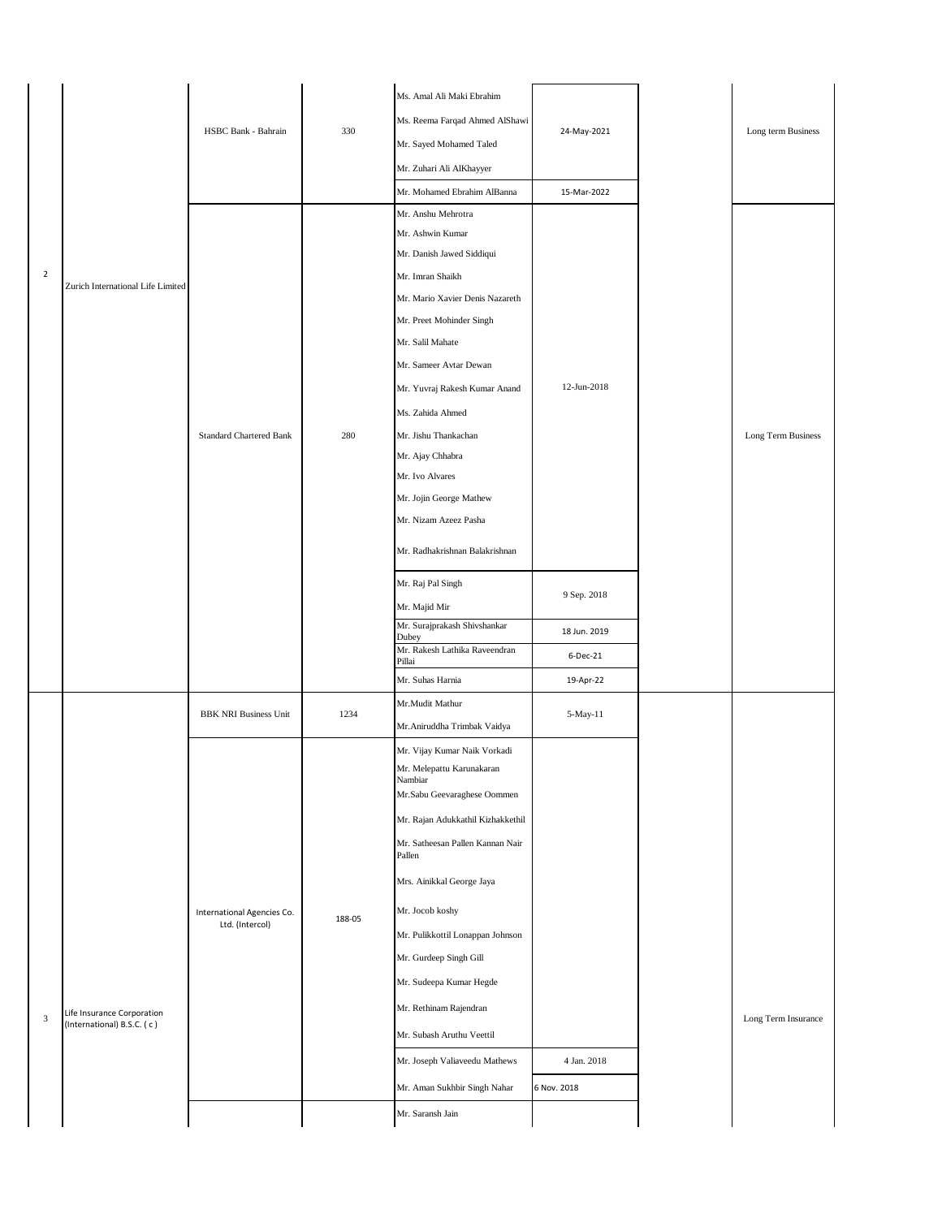| | | | | | | | |
|---|---|---|---|---|---|---|---|
| 2 | Zurich International Life Limited | HSBC Bank - Bahrain | 330 | Ms. Amal Ali Maki Ebrahim | 24-May-2021 | | Long term Business |
| | | | | Ms. Reema Farqad Ahmed AlShawi | | | |
| | | | | Mr. Sayed Mohamed Taled | | | |
| | | | | Mr. Zuhari Ali AlKhayyer | | | |
| | | | | Mr. Mohamed Ebrahim AlBanna | 15-Mar-2022 | | |
| | | Standard Chartered Bank | 280 | Mr. Anshu Mehrotra | 12-Jun-2018 | | Long Term Business |
| | | | | Mr. Ashwin Kumar | | | |
| | | | | Mr. Danish Jawed Siddiqui | | | |
| | | | | Mr. Imran Shaikh | | | |
| | | | | Mr. Mario Xavier Denis Nazareth | | | |
| | | | | Mr. Preet Mohinder Singh | | | |
| | | | | Mr. Salil Mahate | | | |
| | | | | Mr. Sameer Avtar Dewan | | | |
| | | | | Mr. Yuvraj Rakesh Kumar Anand | | | |
| | | | | Ms. Zahida Ahmed | | | |
| | | | | Mr. Jishu Thankachan | | | |
| | | | | Mr. Ajay Chhabra | | | |
| | | | | Mr. Ivo Alvares | | | |
| | | | | Mr. Jojin George Mathew | | | |
| | | | | Mr. Nizam Azeez Pasha | | | |
| | | | | Mr. Radhakrishnan Balakrishnan | | | |
| | | | | Mr. Raj Pal Singh | 9 Sep. 2018 | | |
| | | | | Mr. Majid Mir | | | |
| | | | | Mr. Surajprakash Shivshankar Dubey | 18 Jun. 2019 | | |
| | | | | Mr. Rakesh Lathika Raveendran Pillai | 6-Dec-21 | | |
| | | | | Mr. Suhas Harnia | 19-Apr-22 | | |
| 3 | Life Insurance Corporation (International) B.S.C. ( c ) | BBK NRI Business Unit | 1234 | Mr.Mudit Mathur | 5-May-11 | | Long Term Insurance |
| | | | | Mr.Aniruddha Trimbak Vaidya | | | |
| | | International Agencies Co. Ltd. (Intercol) | 188-05 | Mr. Vijay Kumar Naik Vorkadi | | | |
| | | | | Mr. Melepattu Karunakaran Nambiar | | | |
| | | | | Mr.Sabu Geevaraghese Oommen | | | |
| | | | | Mr. Rajan Adukkathil Kizhakkethil | | | |
| | | | | Mr. Satheesan Pallen Kannan Nair Pallen | | | |
| | | | | Mrs. Ainikkal George Jaya | | | |
| | | | | Mr. Jocob koshy | | | |
| | | | | Mr. Pulikkottil Lonappan Johnson | | | |
| | | | | Mr. Gurdeep Singh Gill | | | |
| | | | | Mr. Sudeepa Kumar Hegde | | | |
| | | | | Mr. Rethinam Rajendran | | | |
| | | | | Mr. Subash Aruthu Veettil | | | |
| | | | | Mr. Joseph Valiaveedu Mathews | 4 Jan. 2018 | | |
| | | | | Mr. Aman Sukhbir Singh Nahar | 6 Nov. 2018 | | |
| | | | | Mr. Saransh Jain | | | |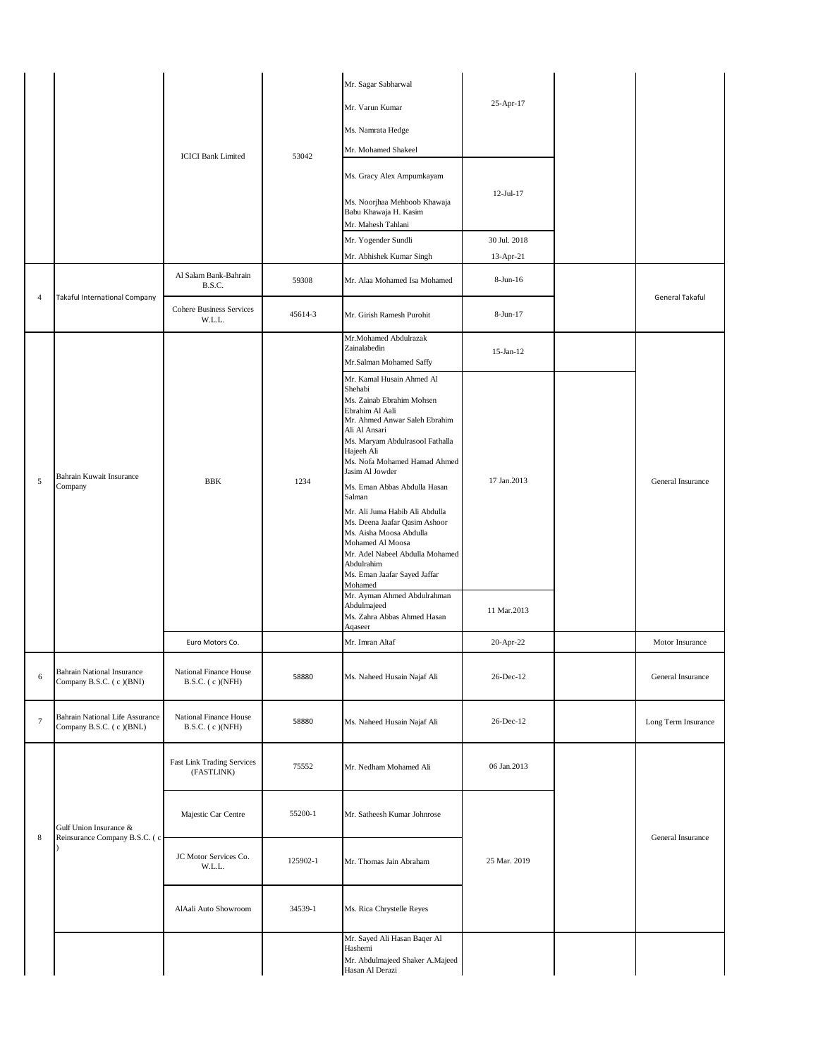| | | | | | | | |
|---|---|---|---|---|---|---|---|
| | | ICICI Bank Limited | 53042 | Mr. Sagar Sabharwal<br>Mr. Varun Kumar<br>Ms. Namrata Hedge<br>Mr. Mohamed Shakeel | 25-Apr-17 | | |
| | | | | Ms. Gracy Alex Ampumkayam<br>Ms. Noorjhaa Mehboob Khawaja Babu Khawaja H. Kasim<br>Mr. Mahesh Tahlani | 12-Jul-17 | | |
| | | | | Mr. Yogender Sundli | 30 Jul. 2018 | | |
| | | | | Mr. Abhishek Kumar Singh | 13-Apr-21 | | |
| 4 | Takaful International Company | Al Salam Bank-Bahrain B.S.C. | 59308 | Mr. Alaa Mohamed Isa Mohamed | 8-Jun-16 | | General Takaful |
| | | Cohere Business Services W.L.L. | 45614-3 | Mr. Girish Ramesh Purohit | 8-Jun-17 | | |
| 5 | Bahrain Kuwait Insurance Company | BBK | 1234 | Mr.Mohamed Abdulrazak Zainalabedin<br>Mr.Salman Mohamed Saffy | 15-Jan-12 | | General Insurance |
| | | | | Mr. Kamal Husain Ahmed Al Shehabi<br>Ms. Zainab Ebrahim Mohsen Ebrahim Al Aali<br>Mr. Ahmed Anwar Saleh Ebrahim Ali Al Ansari<br>Ms. Maryam Abdulrasool Fathalla Hajeeh Ali<br>Ms. Nofa Mohamed Hamad Ahmed Jasim Al Jowder<br>Ms. Eman Abbas Abdulla Hasan Salman<br>Mr. Ali Juma Habib Ali Abdulla<br>Ms. Deena Jaafar Qasim Ashoor<br>Ms. Aisha Moosa Abdulla Mohamed Al Moosa<br>Mr. Adel Nabeel Abdulla Mohamed Abdulrahim<br>Ms. Eman Jaafar Sayed Jaffar Mohamed | 17 Jan.2013 | | |
| | | | | Mr. Ayman Ahmed Abdulrahman Abdulmajeed<br>Ms. Zahra Abbas Ahmed Hasan Aqaseer | 11 Mar.2013 | | |
| | | Euro Motors Co. | | Mr. Imran Altaf | 20-Apr-22 | | Motor Insurance |
| 6 | Bahrain National Insurance Company B.S.C. ( c )(BNI) | National Finance House B.S.C. ( c )(NFH) | 58880 | Ms. Naheed Husain Najaf Ali | 26-Dec-12 | | General Insurance |
| 7 | Bahrain National Life Assurance Company B.S.C. ( c )(BNL) | National Finance House B.S.C. ( c )(NFH) | 58880 | Ms. Naheed Husain Najaf Ali | 26-Dec-12 | | Long Term Insurance |
| 8 | Gulf Union Insurance & Reinsurance Company B.S.C. ( c ) | Fast Link Trading Services (FASTLINK) | 75552 | Mr. Nedham Mohamed Ali | 06 Jan.2013 | | General Insurance |
| | | Majestic Car Centre | 55200-1 | Mr. Satheesh Kumar Johnrose | 25 Mar. 2019 | | |
| | | JC Motor Services Co. W.L.L. | 125902-1 | Mr. Thomas Jain Abraham | | | |
| | | AlAali Auto Showroom | 34539-1 | Ms. Rica Chrystelle Reyes | | | |
| | | | | Mr. Sayed Ali Hasan Baqer Al Hashemi<br>Mr. Abdulmajeed Shaker A.Majeed Hasan Al Derazi | | | |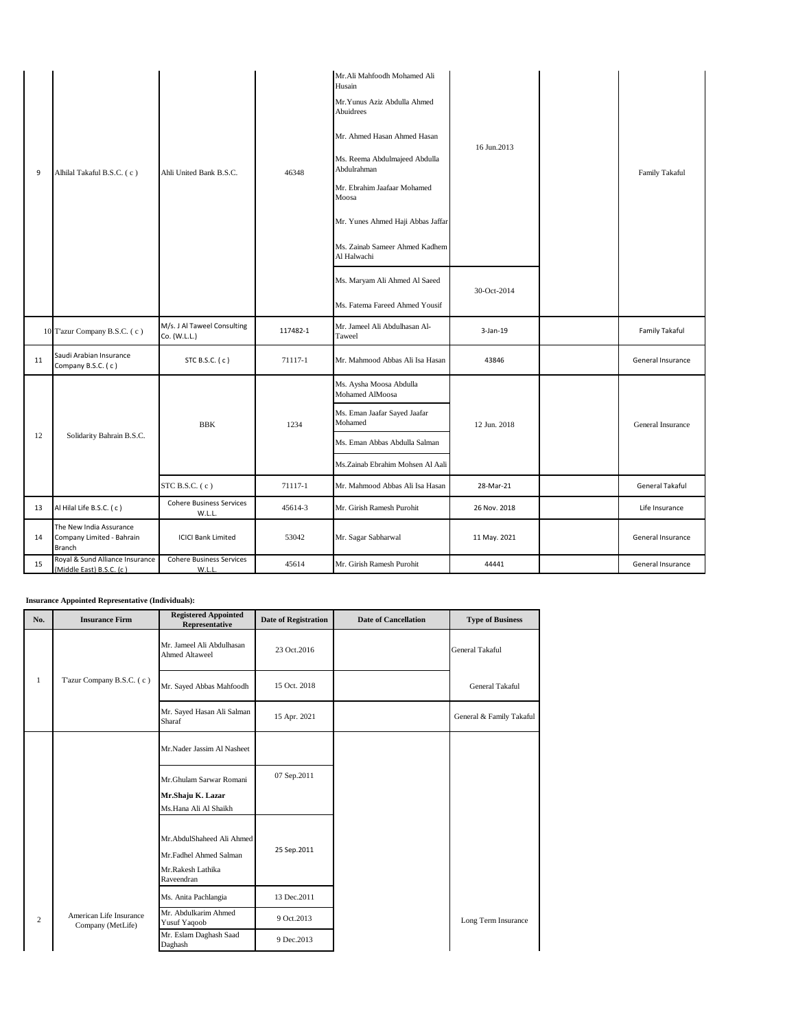| | | | | | | | |
|---|---|---|---|---|---|---|---|
| 9 | Alhilal Takaful B.S.C. ( c ) | Ahli United Bank B.S.C. | 46348 | Mr.Ali Mahfoodh Mohamed Ali Husain<br>Mr.Yunus Aziz Abdulla Ahmed Abuidrees<br>Mr. Ahmed Hasan Ahmed Hasan<br>Ms. Reema Abdulmajeed Abdulla Abdulrahman<br>Mr. Ebrahim Jaafaar Mohamed Moosa<br>Mr. Yunes Ahmed Haji Abbas Jaffar<br>Ms. Zainab Sameer Ahmed Kadhem Al Halwachi | 16 Jun.2013 | | Family Takaful |
| | | | | Ms. Maryam Ali Ahmed Al Saeed<br>Ms. Fatema Fareed Ahmed Yousif | 30-Oct-2014 | | |
| 10 | T'azur Company B.S.C. ( c ) | M/s. J Al Taweel Consulting Co. (W.L.L.) | 117482-1 | Mr. Jameel Ali Abdulhasan Al-Taweel | 3-Jan-19 | | Family Takaful |
| 11 | Saudi Arabian Insurance Company B.S.C. ( c ) | STC B.S.C. ( c ) | 71117-1 | Mr. Mahmood Abbas Ali Isa Hasan | 43846 | | General Insurance |
| 12 | Solidarity Bahrain B.S.C. | BBK | 1234 | Ms. Aysha Moosa Abdulla Mohamed AlMoosa<br>Ms. Eman Jaafar Sayed Jaafar Mohamed<br>Ms. Eman Abbas Abdulla Salman<br>Ms.Zainab Ebrahim Mohsen Al Aali | 12 Jun. 2018 | | General Insurance |
| | | STC B.S.C. ( c ) | 71117-1 | Mr. Mahmood Abbas Ali Isa Hasan | 28-Mar-21 | | General Takaful |
| 13 | Al Hilal Life B.S.C. ( c ) | Cohere Business Services W.L.L. | 45614-3 | Mr. Girish Ramesh Purohit | 26 Nov. 2018 | | Life Insurance |
| 14 | The New India Assurance Company Limited - Bahrain Branch | ICICI Bank Limited | 53042 | Mr. Sagar Sabharwal | 11 May. 2021 | | General Insurance |
| 15 | Royal & Sund Alliance Insurance (Middle East) B.S.C. (c) | Cohere Business Services W.L.L. | 45614 | Mr. Girish Ramesh Purohit | 44441 | | General Insurance |

**Insurance Appointed Representative (Individuals):**

| No. | Insurance Firm | Registered Appointed Representative | Date of Registration | Date of Cancellation | Type of Business |
|---|---|---|---|---|---|
| 1 | T'azur Company B.S.C. ( c ) | Mr. Jameel Ali Abdulhasan Ahmed Altaweel | 23 Oct.2016 | | General Takaful |
| | | Mr. Sayed Abbas Mahfoodh | 15 Oct. 2018 | | General Takaful |
| | | Mr. Sayed Hasan Ali Salman Sharaf | 15 Apr. 2021 | | General & Family Takaful |
| 2 | American Life Insurance Company (MetLife) | Mr.Nader Jassim Al Nasheet | | | Long Term Insurance |
| | | Mr.Ghulam Sarwar Romani<br>**Mr.Shaju K. Lazar**<br>Ms.Hana Ali Al Shaikh | 07 Sep.2011 | | |
| | | Mr.AbdulShaheed Ali Ahmed<br>Mr.Fadhel Ahmed Salman<br>Mr.Rakesh Lathika Raveendran | 25 Sep.2011 | | |
| | | Ms. Anita Pachlangia | 13 Dec.2011 | | |
| | | Mr. Abdulkarim Ahmed Yusuf Yaqoob | 9 Oct.2013 | | |
| | | Mr. Eslam Daghash Saad Daghash | 9 Dec.2013 | | |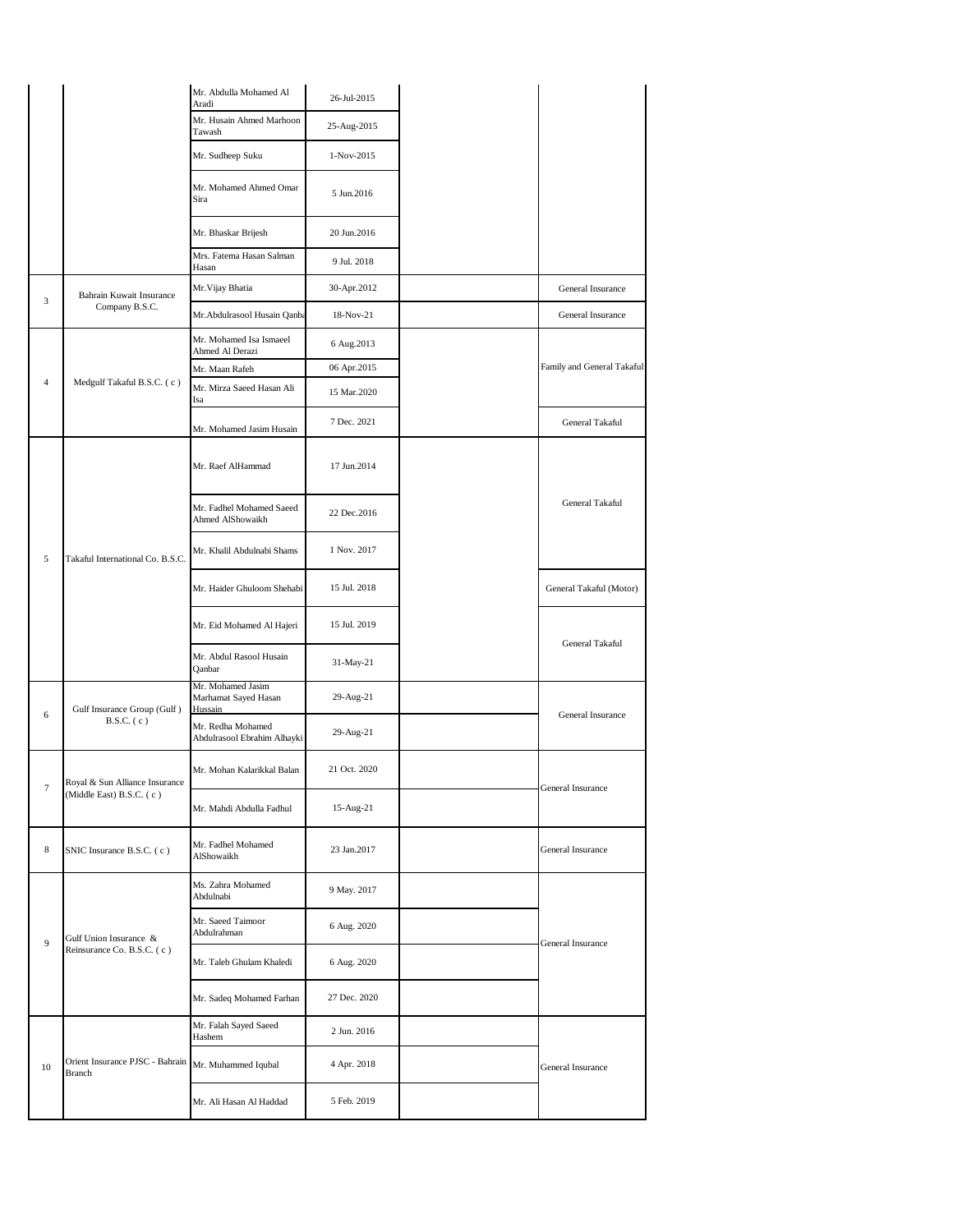| | | Mr. Abdulla Mohamed Al Aradi | 26-Jul-2015 | | |
|---|---|---|---|---|---|
| | | Mr. Husain Ahmed Marhoon Tawash | 25-Aug-2015 | | |
| | | Mr. Sudheep Suku | 1-Nov-2015 | | |
| | | Mr. Mohamed Ahmed Omar Sira | 5 Jun.2016 | | |
| | | Mr. Bhaskar Brijesh | 20 Jun.2016 | | |
| | | Mrs. Fatema Hasan Salman Hasan | 9 Jul. 2018 | | |
| 3 | Bahrain Kuwait Insurance Company B.S.C. | Mr.Vijay Bhatia | 30-Apr.2012 | | General Insurance |
| | | Mr.Abdulrasool Husain Qanba | 18-Nov-21 | | General Insurance |
| 4 | Medgulf Takaful B.S.C. ( c ) | Mr. Mohamed Isa Ismaeel Ahmed Al Derazi | 6 Aug.2013 | | Family and General Takaful |
| | | Mr. Maan Rafeh | 06 Apr.2015 | | |
| | | Mr. Mirza Saeed Hasan Ali Isa | 15 Mar.2020 | | |
| | | Mr. Mohamed Jasim Husain | 7 Dec. 2021 | | General Takaful |
| 5 | Takaful International Co. B.S.C. | Mr. Raef AlHammad | 17 Jun.2014 | | General Takaful |
| | | Mr. Fadhel Mohamed Saeed Ahmed AlShowaikh | 22 Dec.2016 | | |
| | | Mr. Khalil Abdulnabi Shams | 1 Nov. 2017 | | |
| | | Mr. Haider Ghuloom Shehabi | 15 Jul. 2018 | | General Takaful (Motor) |
| | | Mr. Eid Mohamed Al Hajeri | 15 Jul. 2019 | | General Takaful |
| | | Mr. Abdul Rasool Husain Qanbar | 31-May-21 | | |
| 6 | Gulf Insurance Group (Gulf ) B.S.C. ( c ) | Mr. Mohamed Jasim Marhamat Sayed Hasan Hussain | 29-Aug-21 | | General Insurance |
| | | Mr. Redha Mohamed Abdulrasool Ebrahim Alhayki | 29-Aug-21 | | |
| 7 | Royal & Sun Alliance Insurance (Middle East) B.S.C. ( c ) | Mr. Mohan Kalarikkal Balan | 21 Oct. 2020 | | General Insurance |
| | | Mr. Mahdi Abdulla Fadhul | 15-Aug-21 | | |
| 8 | SNIC Insurance B.S.C. ( c ) | Mr. Fadhel Mohamed AlShowaikh | 23 Jan.2017 | | General Insurance |
| 9 | Gulf Union Insurance & Reinsurance Co. B.S.C. ( c ) | Ms. Zahra Mohamed Abdulnabi | 9 May. 2017 | | General Insurance |
| | | Mr. Saeed Taimoor Abdulrahman | 6 Aug. 2020 | | |
| | | Mr. Taleb Ghulam Khaledi | 6 Aug. 2020 | | |
| | | Mr. Sadeq Mohamed Farhan | 27 Dec. 2020 | | |
| 10 | Orient Insurance PJSC - Bahrain Branch | Mr. Falah Sayed Saeed Hashem | 2 Jun. 2016 | | General Insurance |
| | | Mr. Muhammed Iqubal | 4 Apr. 2018 | | |
| | | Mr. Ali Hasan Al Haddad | 5 Feb. 2019 | | |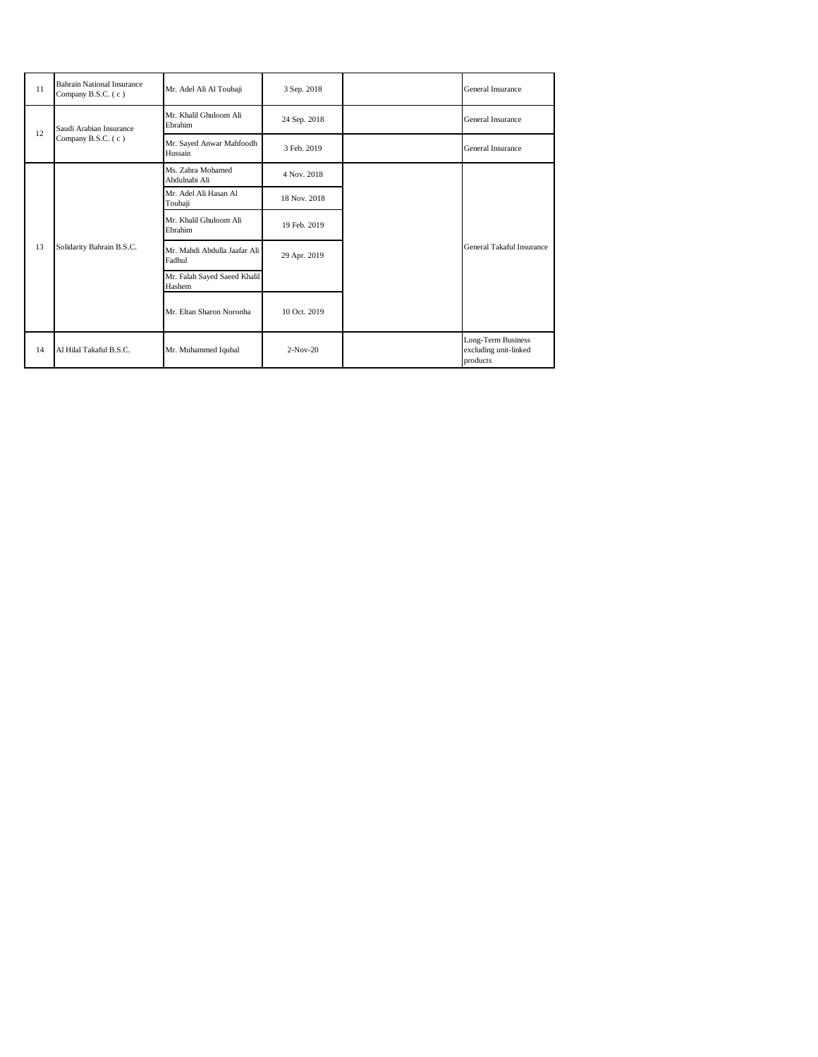| | | | | | |
|---|---|---|---|---|---|
| 11 | Bahrain National Insurance Company B.S.C. ( c ) | Mr. Adel Ali Al Toubaji | 3 Sep. 2018 | | General Insurance |
| 12 | Saudi Arabian Insurance Company B.S.C. ( c ) | Mr. Khalil Ghuloom Ali Ebrahim | 24 Sep. 2018 | | General Insurance |
| | | Mr. Sayed Anwar Mahfoodh Hussain | 3 Feb. 2019 | | General Insurance |
| 13 | Solidarity Bahrain B.S.C. | Ms. Zahra Mohamed Abdulnabi Ali | 4 Nov. 2018 | | General Takaful Insurance |
| | | Mr. Adel Ali Hasan Al Toubaji | 18 Nov. 2018 | | |
| | | Mr. Khalil Ghuloom Ali Ebrahim | 19 Feb. 2019 | | |
| | | Mr. Mahdi Abdulla Jaafar Ali Fadhul | 29 Apr. 2019 | | |
| | | Mr. Falah Sayed Saeed Khalil Hashem | | | |
| | | Mr. Eltan Sharon Noronha | 10 Oct. 2019 | | |
| 14 | Al Hilal Takaful B.S.C. | Mr. Muhammed Iqubal | 2-Nov-20 | | Long-Term Business excluding unit-linked products |